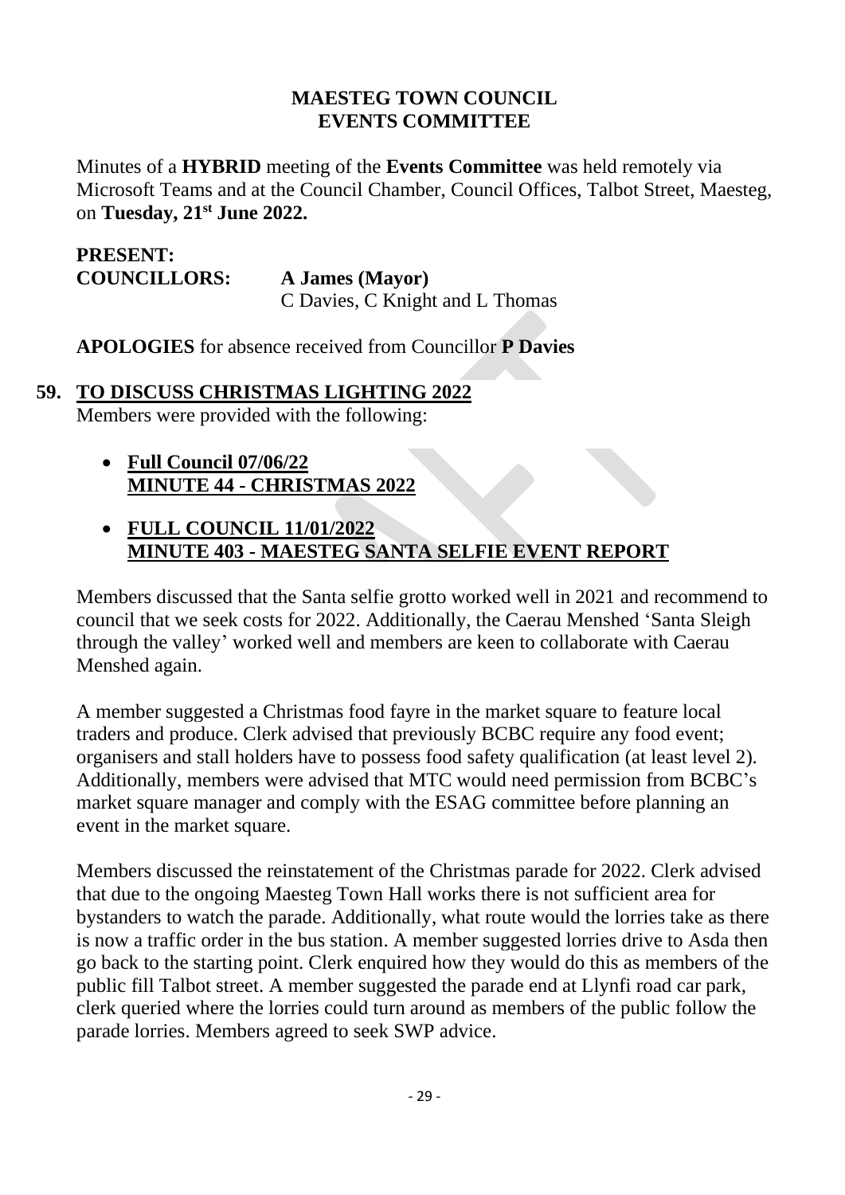**MAESTEG TOWN COUNCIL**
**EVENTS COMMITTEE**

Minutes of a **HYBRID** meeting of the **Events Committee** was held remotely via Microsoft Teams and at the Council Chamber, Council Offices, Talbot Street, Maesteg, on **Tuesday, 21st June 2022.**

**PRESENT:**
**COUNCILLORS:** **A James (Mayor)**
C Davies, C Knight and L Thomas

**APOLOGIES** for absence received from Councillor **P Davies**

## 59. TO DISCUSS CHRISTMAS LIGHTING 2022

Members were provided with the following:

- **Full Council 07/06/22**
  **MINUTE 44 - CHRISTMAS 2022**
- **FULL COUNCIL 11/01/2022**
  **MINUTE 403 - MAESTEG SANTA SELFIE EVENT REPORT**

Members discussed that the Santa selfie grotto worked well in 2021 and recommend to council that we seek costs for 2022. Additionally, the Caerau Menshed 'Santa Sleigh through the valley' worked well and members are keen to collaborate with Caerau Menshed again.

A member suggested a Christmas food fayre in the market square to feature local traders and produce. Clerk advised that previously BCBC require any food event; organisers and stall holders have to possess food safety qualification (at least level 2). Additionally, members were advised that MTC would need permission from BCBC's market square manager and comply with the ESAG committee before planning an event in the market square.

Members discussed the reinstatement of the Christmas parade for 2022. Clerk advised that due to the ongoing Maesteg Town Hall works there is not sufficient area for bystanders to watch the parade. Additionally, what route would the lorries take as there is now a traffic order in the bus station. A member suggested lorries drive to Asda then go back to the starting point. Clerk enquired how they would do this as members of the public fill Talbot street. A member suggested the parade end at Llynfi road car park, clerk queried where the lorries could turn around as members of the public follow the parade lorries. Members agreed to seek SWP advice.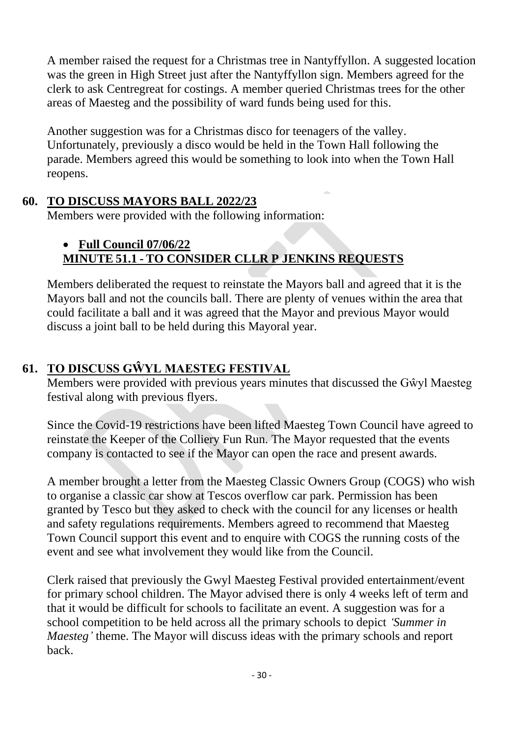A member raised the request for a Christmas tree in Nantyffyllon. A suggested location was the green in High Street just after the Nantyffyllon sign. Members agreed for the clerk to ask Centregreat for costings. A member queried Christmas trees for the other areas of Maesteg and the possibility of ward funds being used for this.

Another suggestion was for a Christmas disco for teenagers of the valley. Unfortunately, previously a disco would be held in the Town Hall following the parade. Members agreed this would be something to look into when the Town Hall reopens.

## 60. TO DISCUSS MAYORS BALL 2022/23

Members were provided with the following information:

- **Full Council 07/06/22**
  **MINUTE 51.1 - TO CONSIDER CLLR P JENKINS REQUESTS**

Members deliberated the request to reinstate the Mayors ball and agreed that it is the Mayors ball and not the councils ball. There are plenty of venues within the area that could facilitate a ball and it was agreed that the Mayor and previous Mayor would discuss a joint ball to be held during this Mayoral year.

## 61. TO DISCUSS GŴYL MAESTEG FESTIVAL

Members were provided with previous years minutes that discussed the Gŵyl Maesteg festival along with previous flyers.

Since the Covid-19 restrictions have been lifted Maesteg Town Council have agreed to reinstate the Keeper of the Colliery Fun Run. The Mayor requested that the events company is contacted to see if the Mayor can open the race and present awards.

A member brought a letter from the Maesteg Classic Owners Group (COGS) who wish to organise a classic car show at Tescos overflow car park. Permission has been granted by Tesco but they asked to check with the council for any licenses or health and safety regulations requirements. Members agreed to recommend that Maesteg Town Council support this event and to enquire with COGS the running costs of the event and see what involvement they would like from the Council.

Clerk raised that previously the Gwyl Maesteg Festival provided entertainment/event for primary school children. The Mayor advised there is only 4 weeks left of term and that it would be difficult for schools to facilitate an event. A suggestion was for a school competition to be held across all the primary schools to depict *'Summer in Maesteg'* theme. The Mayor will discuss ideas with the primary schools and report back.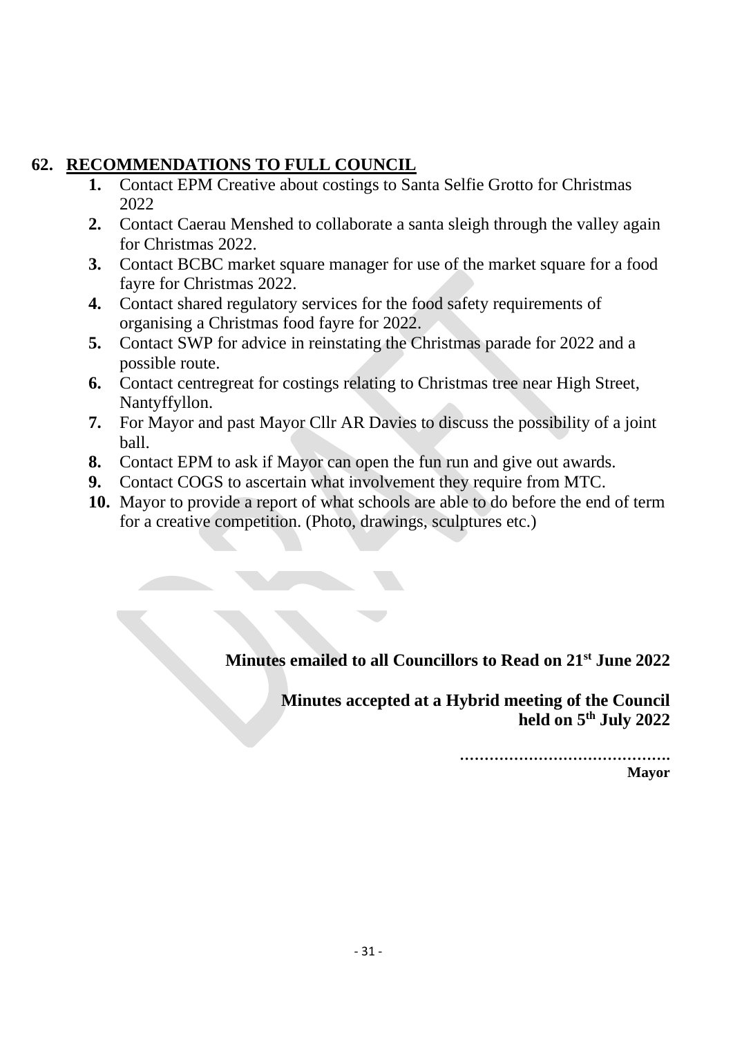## 62. RECOMMENDATIONS TO FULL COUNCIL

1. Contact EPM Creative about costings to Santa Selfie Grotto for Christmas 2022
2. Contact Caerau Menshed to collaborate a santa sleigh through the valley again for Christmas 2022.
3. Contact BCBC market square manager for use of the market square for a food fayre for Christmas 2022.
4. Contact shared regulatory services for the food safety requirements of organising a Christmas food fayre for 2022.
5. Contact SWP for advice in reinstating the Christmas parade for 2022 and a possible route.
6. Contact centregreat for costings relating to Christmas tree near High Street, Nantyffyllon.
7. For Mayor and past Mayor Cllr AR Davies to discuss the possibility of a joint ball.
8. Contact EPM to ask if Mayor can open the fun run and give out awards.
9. Contact COGS to ascertain what involvement they require from MTC.
10. Mayor to provide a report of what schools are able to do before the end of term for a creative competition. (Photo, drawings, sculptures etc.)

**Minutes emailed to all Councillors to Read on 21st June 2022**

**Minutes accepted at a Hybrid meeting of the Council held on 5th July 2022**

**…………………………………….**
**Mayor**